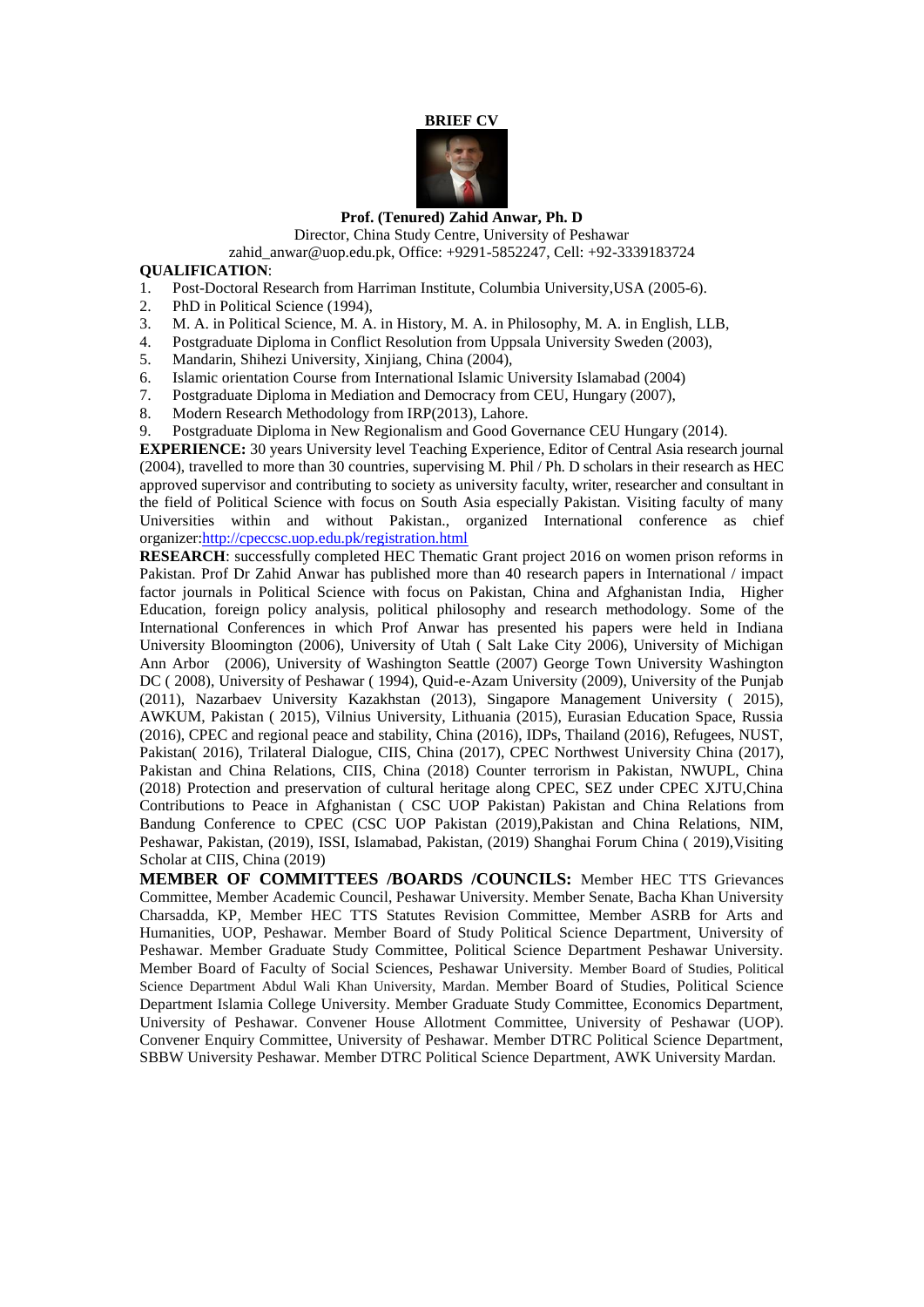**BRIEF CV**

**Prof. (Tenured) Zahid Anwar, Ph. D**

Director, China Study Centre, University of Peshawar

zahid_anwar@uop.edu.pk, Office: +9291-5852247, Cell: +92-3339183724

**QUALIFICATION**:

1. Post-Doctoral Research from Harriman Institute, Columbia University,USA (2005-6).
2. PhD in Political Science (1994),
3. M. A. in Political Science, M. A. in History, M. A. in Philosophy, M. A. in English, LLB,
4. Postgraduate Diploma in Conflict Resolution from Uppsala University Sweden (2003),
5. Mandarin, Shihezi University, Xinjiang, China (2004),
6. Islamic orientation Course from International Islamic University Islamabad (2004)
7. Postgraduate Diploma in Mediation and Democracy from CEU, Hungary (2007),
8. Modern Research Methodology from IRP(2013), Lahore.
9. Postgraduate Diploma in New Regionalism and Good Governance CEU Hungary (2014).

**EXPERIENCE:** 30 years University level Teaching Experience, Editor of Central Asia research journal (2004), travelled to more than 30 countries, supervising M. Phil / Ph. D scholars in their research as HEC approved supervisor and contributing to society as university faculty, writer, researcher and consultant in the field of Political Science with focus on South Asia especially Pakistan. Visiting faculty of many Universities within and without Pakistan., organized International conference as chief organizer:http://cpeccsc.uop.edu.pk/registration.html

**RESEARCH**: successfully completed HEC Thematic Grant project 2016 on women prison reforms in Pakistan. Prof Dr Zahid Anwar has published more than 40 research papers in International / impact factor journals in Political Science with focus on Pakistan, China and Afghanistan India, Higher Education, foreign policy analysis, political philosophy and research methodology. Some of the International Conferences in which Prof Anwar has presented his papers were held in Indiana University Bloomington (2006), University of Utah ( Salt Lake City 2006), University of Michigan Ann Arbor (2006), University of Washington Seattle (2007) George Town University Washington DC ( 2008), University of Peshawar ( 1994), Quid-e-Azam University (2009), University of the Punjab (2011), Nazarbaev University Kazakhstan (2013), Singapore Management University ( 2015), AWKUM, Pakistan ( 2015), Vilnius University, Lithuania (2015), Eurasian Education Space, Russia (2016), CPEC and regional peace and stability, China (2016), IDPs, Thailand (2016), Refugees, NUST, Pakistan( 2016), Trilateral Dialogue, CIIS, China (2017), CPEC Northwest University China (2017), Pakistan and China Relations, CIIS, China (2018) Counter terrorism in Pakistan, NWUPL, China (2018) Protection and preservation of cultural heritage along CPEC, SEZ under CPEC XJTU,China Contributions to Peace in Afghanistan ( CSC UOP Pakistan) Pakistan and China Relations from Bandung Conference to CPEC (CSC UOP Pakistan (2019),Pakistan and China Relations, NIM, Peshawar, Pakistan, (2019), ISSI, Islamabad, Pakistan, (2019) Shanghai Forum China ( 2019),Visiting Scholar at CIIS, China (2019)

**MEMBER OF COMMITTEES /BOARDS /COUNCILS:** Member HEC TTS Grievances Committee, Member Academic Council, Peshawar University. Member Senate, Bacha Khan University Charsadda, KP, Member HEC TTS Statutes Revision Committee, Member ASRB for Arts and Humanities, UOP, Peshawar. Member Board of Study Political Science Department, University of Peshawar. Member Graduate Study Committee, Political Science Department Peshawar University. Member Board of Faculty of Social Sciences, Peshawar University. Member Board of Studies, Political Science Department Abdul Wali Khan University, Mardan. Member Board of Studies, Political Science Department Islamia College University. Member Graduate Study Committee, Economics Department, University of Peshawar. Convener House Allotment Committee, University of Peshawar (UOP). Convener Enquiry Committee, University of Peshawar. Member DTRC Political Science Department, SBBW University Peshawar. Member DTRC Political Science Department, AWK University Mardan.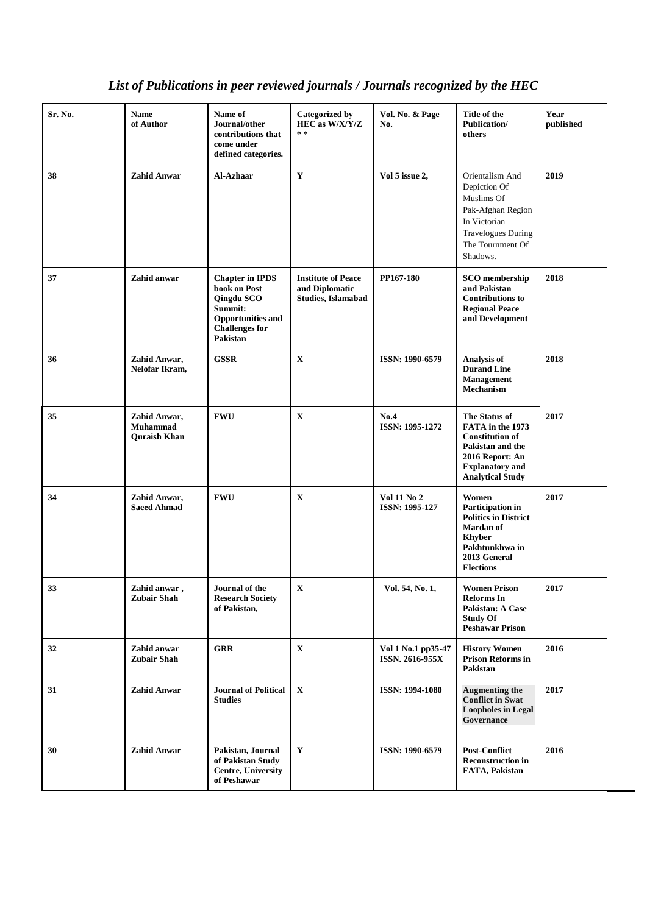## *List of Publications in peer reviewed journals / Journals recognized by the HEC*

| Sr. No. | Name of Author | Name of Journal/other contributions that come under defined categories. | Categorized by HEC as W/X/Y/Z * * | Vol. No. & Page No. | Title of the Publication/ others | Year published |
|---|---|---|---|---|---|---|
| 38 | Zahid Anwar | Al-Azhaar | Y | Vol 5 issue 2, | Orientalism And Depiction Of Muslims Of Pak-Afghan Region In Victorian Travelogues During The Tournment Of Shadows. | 2019 |
| 37 | Zahid anwar | Chapter in IPDS book on Post Qingdu SCO Summit: Opportunities and Challenges for Pakistan | Institute of Peace and Diplomatic Studies, Islamabad | PP167-180 | SCO membership and Pakistan Contributions to Regional Peace and Development | 2018 |
| 36 | Zahid Anwar, Nelofar Ikram, | GSSR | X | ISSN: 1990-6579 | Analysis of Durand Line Management Mechanism | 2018 |
| 35 | Zahid Anwar, Muhammad Quraish Khan | FWU | X | No.4 ISSN: 1995-1272 | The Status of FATA in the 1973 Constitution of Pakistan and the 2016 Report: An Explanatory and Analytical Study | 2017 |
| 34 | Zahid Anwar, Saeed Ahmad | FWU | X | Vol 11 No 2 ISSN: 1995-127 | Women Participation in Politics in District Mardan of Khyber Pakhtunkhwa in 2013 General Elections | 2017 |
| 33 | Zahid anwar , Zubair Shah | Journal of the Research Society of Pakistan, | X | Vol. 54, No. 1, | Women Prison Reforms In Pakistan: A Case Study Of Peshawar Prison | 2017 |
| 32 | Zahid anwar Zubair Shah | GRR | X | Vol 1 No.1 pp35-47 ISSN. 2616-955X | History Women Prison Reforms in Pakistan | 2016 |
| 31 | Zahid Anwar | Journal of Political Studies | X | ISSN: 1994-1080 | Augmenting the Conflict in Swat Loopholes in Legal Governance | 2017 |
| 30 | Zahid Anwar | Pakistan, Journal of Pakistan Study Centre, University of Peshawar | Y | ISSN: 1990-6579 | Post-Conflict Reconstruction in FATA, Pakistan | 2016 |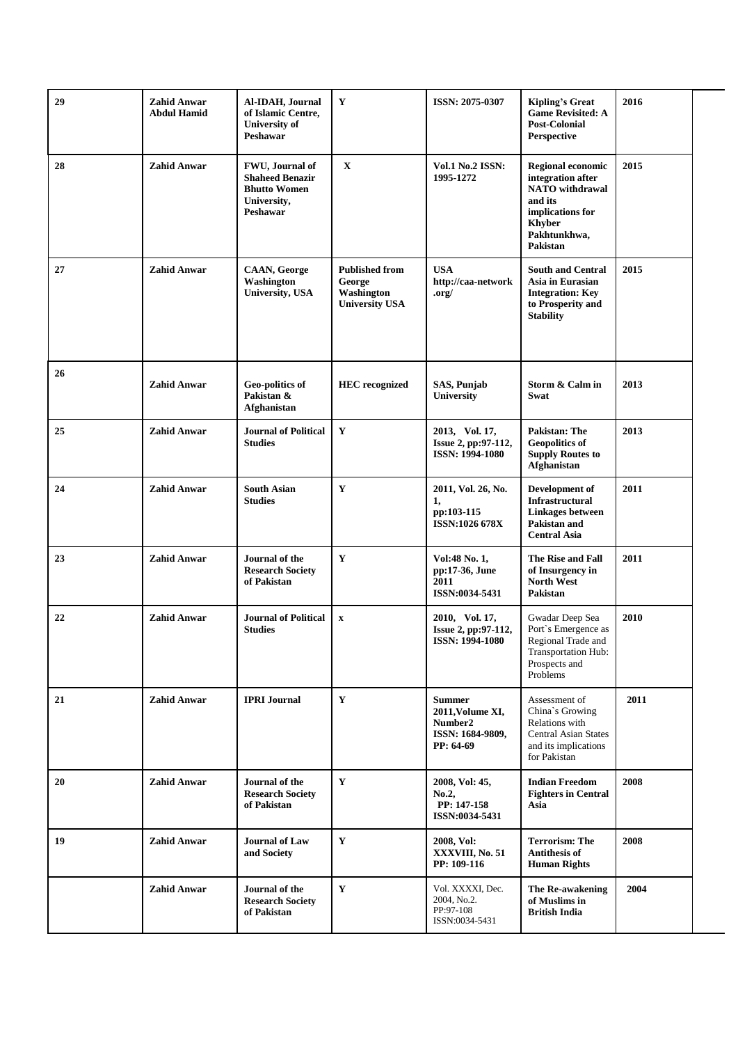| 29 | Zahid Anwar Abdul Hamid | Al-IDAH, Journal of Islamic Centre, University of Peshawar | Y | ISSN: 2075-0307 | Kipling's Great Game Revisited: A Post-Colonial Perspective | 2016 | |
|---|---|---|---|---|---|---|---|
| 28 | Zahid Anwar | FWU, Journal of Shaheed Benazir Bhutto Women University, Peshawar | X | Vol.1 No.2 ISSN: 1995-1272 | Regional economic integration after NATO withdrawal and its implications for Khyber Pakhtunkhwa, Pakistan | 2015 | |
| 27 | Zahid Anwar | CAAN, George Washington University, USA | Published from George Washington University USA | USA http://caa-network.org/ | South and Central Asia in Eurasian Integration: Key to Prosperity and Stability | 2015 | |
| 26 | Zahid Anwar | Geo-politics of Pakistan & Afghanistan | HEC recognized | SAS, Punjab University | Storm & Calm in Swat | 2013 | |
| 25 | Zahid Anwar | Journal of Political Studies | Y | 2013, Vol. 17, Issue 2, pp:97-112, ISSN: 1994-1080 | Pakistan: The Geopolitics of Supply Routes to Afghanistan | 2013 | |
| 24 | Zahid Anwar | South Asian Studies | Y | 2011, Vol. 26, No. 1, pp:103-115 ISSN:1026 678X | Development of Infrastructural Linkages between Pakistan and Central Asia | 2011 | |
| 23 | Zahid Anwar | Journal of the Research Society of Pakistan | Y | Vol:48 No. 1, pp:17-36, June 2011 ISSN:0034-5431 | The Rise and Fall of Insurgency in North West Pakistan | 2011 | |
| 22 | Zahid Anwar | Journal of Political Studies | x | 2010, Vol. 17, Issue 2, pp:97-112, ISSN: 1994-1080 | Gwadar Deep Sea Port`s Emergence as Regional Trade and Transportation Hub: Prospects and Problems | 2010 | |
| 21 | Zahid Anwar | IPRI Journal | Y | Summer 2011,Volume XI, Number2 ISSN: 1684-9809, PP: 64-69 | Assessment of China`s Growing Relations with Central Asian States and its implications for Pakistan | 2011 | |
| 20 | Zahid Anwar | Journal of the Research Society of Pakistan | Y | 2008, Vol: 45, No.2, PP: 147-158 ISSN:0034-5431 | Indian Freedom Fighters in Central Asia | 2008 | |
| 19 | Zahid Anwar | Journal of Law and Society | Y | 2008, Vol: XXXVIII, No. 51 PP: 109-116 | Terrorism: The Antithesis of Human Rights | 2008 | |
| | Zahid Anwar | Journal of the Research Society of Pakistan | Y | Vol. XXXXI, Dec. 2004, No.2. PP:97-108 ISSN:0034-5431 | The Re-awakening of Muslims in British India | 2004 | |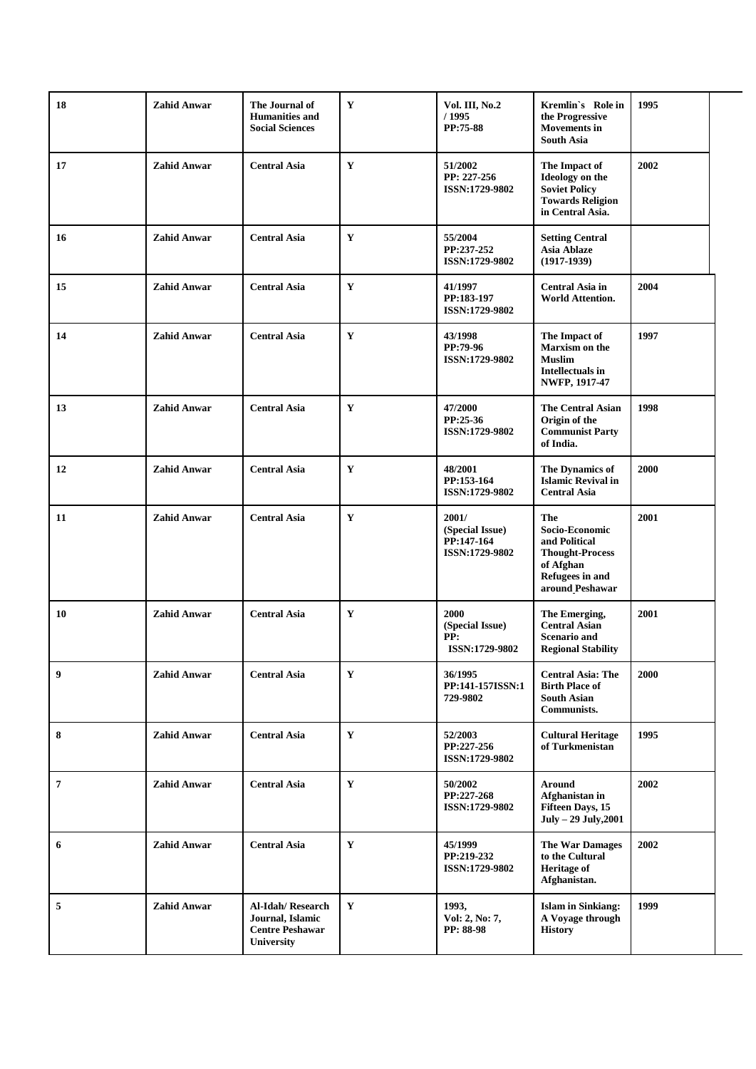| | | | | | | |
|---|---|---|---|---|---|---|
| **18** | **Zahid Anwar** | **The Journal of Humanities and Social Sciences** | **Y** | **Vol. III, No.2 / 1995 PP:75-88** | **Kremlin`s Role in the Progressive Movements in South Asia** | **1995** |
| **17** | **Zahid Anwar** | **Central Asia** | **Y** | **51/2002 PP: 227-256 ISSN:1729-9802** | **The Impact of Ideology on the Soviet Policy Towards Religion in Central Asia.** | **2002** |
| **16** | **Zahid Anwar** | **Central Asia** | **Y** | **55/2004 PP:237-252 ISSN:1729-9802** | **Setting Central Asia Ablaze (1917-1939)** | |
| **15** | **Zahid Anwar** | **Central Asia** | **Y** | **41/1997 PP:183-197 ISSN:1729-9802** | **Central Asia in World Attention.** | **2004** |
| **14** | **Zahid Anwar** | **Central Asia** | **Y** | **43/1998 PP:79-96 ISSN:1729-9802** | **The Impact of Marxism on the Muslim Intellectuals in NWFP, 1917-47** | **1997** |
| **13** | **Zahid Anwar** | **Central Asia** | **Y** | **47/2000 PP:25-36 ISSN:1729-9802** | **The Central Asian Origin of the Communist Party of India.** | **1998** |
| **12** | **Zahid Anwar** | **Central Asia** | **Y** | **48/2001 PP:153-164 ISSN:1729-9802** | **The Dynamics of Islamic Revival in Central Asia** | **2000** |
| **11** | **Zahid Anwar** | **Central Asia** | **Y** | **2001/ (Special Issue) PP:147-164 ISSN:1729-9802** | **The Socio-Economic and Political Thought-Process of Afghan Refugees in and around Peshawar** | **2001** |
| **10** | **Zahid Anwar** | **Central Asia** | **Y** | **2000 (Special Issue) PP: ISSN:1729-9802** | **The Emerging, Central Asian Scenario and Regional Stability** | **2001** |
| **9** | **Zahid Anwar** | **Central Asia** | **Y** | **36/1995 PP:141-157ISSN:1729-9802** | **Central Asia: The Birth Place of South Asian Communists.** | **2000** |
| **8** | **Zahid Anwar** | **Central Asia** | **Y** | **52/2003 PP:227-256 ISSN:1729-9802** | **Cultural Heritage of Turkmenistan** | **1995** |
| **7** | **Zahid Anwar** | **Central Asia** | **Y** | **50/2002 PP:227-268 ISSN:1729-9802** | **Around Afghanistan in Fifteen Days, 15 July – 29 July,2001** | **2002** |
| **6** | **Zahid Anwar** | **Central Asia** | **Y** | **45/1999 PP:219-232 ISSN:1729-9802** | **The War Damages to the Cultural Heritage of Afghanistan.** | **2002** |
| **5** | **Zahid Anwar** | **Al-Idah/ Research Journal, Islamic Centre Peshawar University** | **Y** | **1993, Vol: 2, No: 7, PP: 88-98** | **Islam in Sinkiang: A Voyage through History** | **1999** |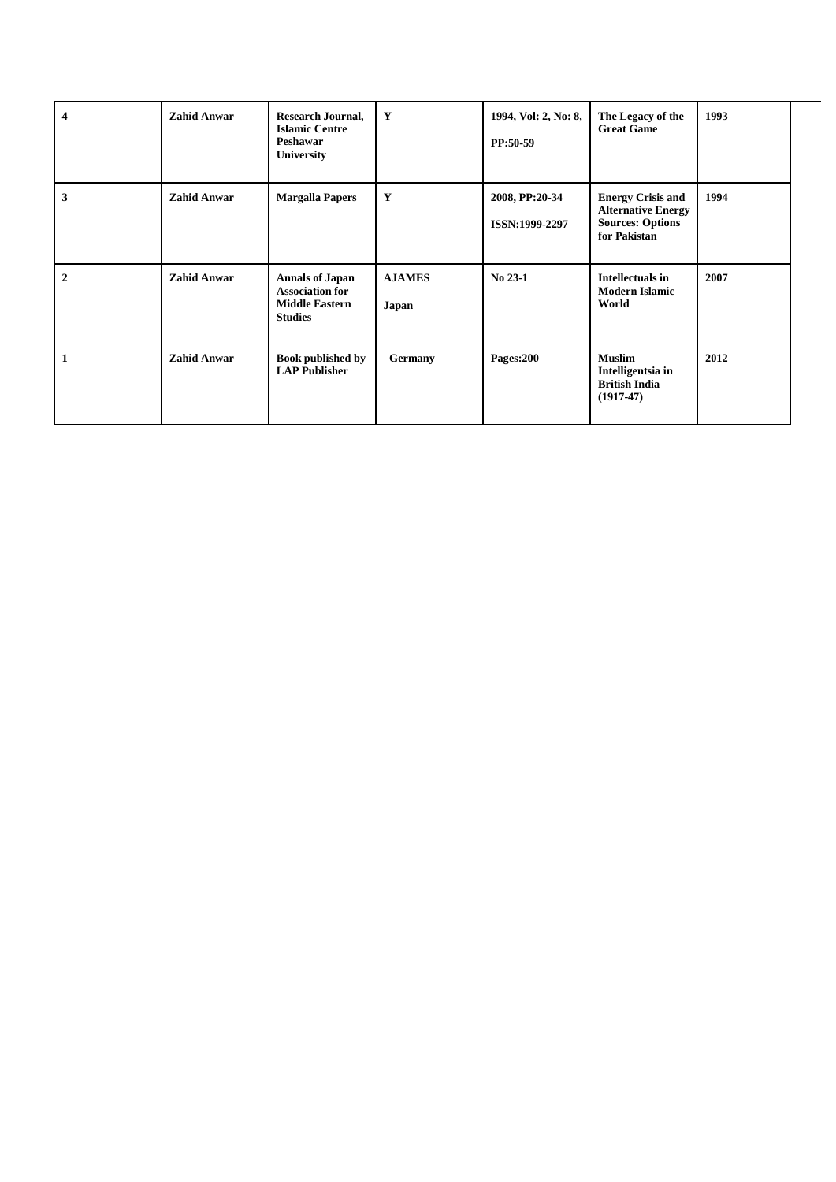| | | | | | | |
|---|---|---|---|---|---|---|
| **4** | **Zahid Anwar** | **Research Journal, Islamic Centre Peshawar University** | **Y** | **1994, Vol: 2, No: 8, PP:50-59** | **The Legacy of the Great Game** | **1993** |
| **3** | **Zahid Anwar** | **Margalla Papers** | **Y** | **2008, PP:20-34 ISSN:1999-2297** | **Energy Crisis and Alternative Energy Sources: Options for Pakistan** | **1994** |
| **2** | **Zahid Anwar** | **Annals of Japan Association for Middle Eastern Studies** | **AJAMES Japan** | **No 23-1** | **Intellectuals in Modern Islamic World** | **2007** |
| **1** | **Zahid Anwar** | **Book published by LAP Publisher** | **Germany** | **Pages:200** | **Muslim Intelligentsia in British India (1917-47)** | **2012** |